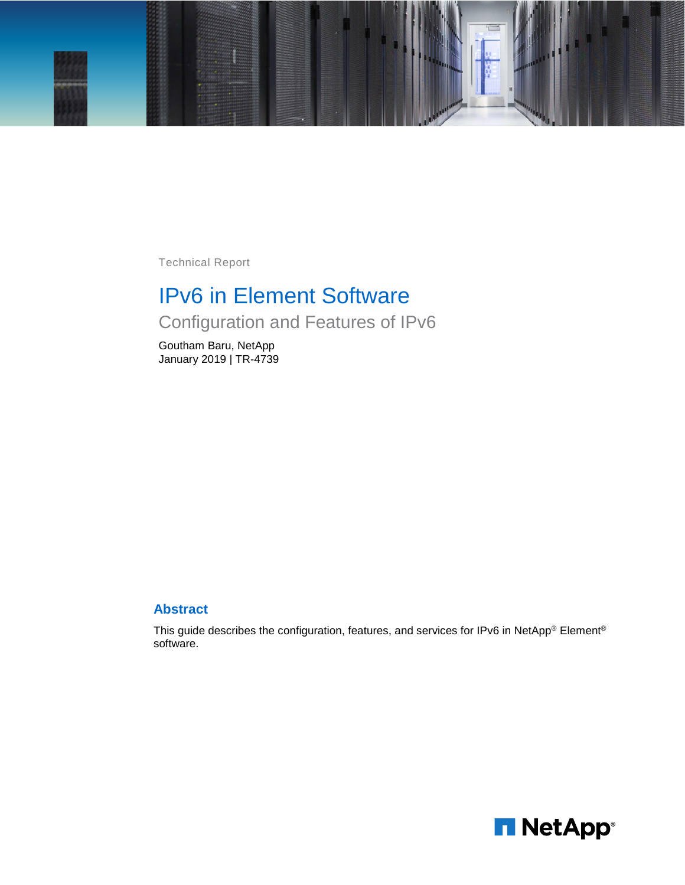Technical Report

# IPv6 in Element Software

## Configuration and Features of IPv6

Goutham Baru, NetApp
January 2019 | TR-4739

## Abstract

This guide describes the configuration, features, and services for IPv6 in NetApp® Element® software.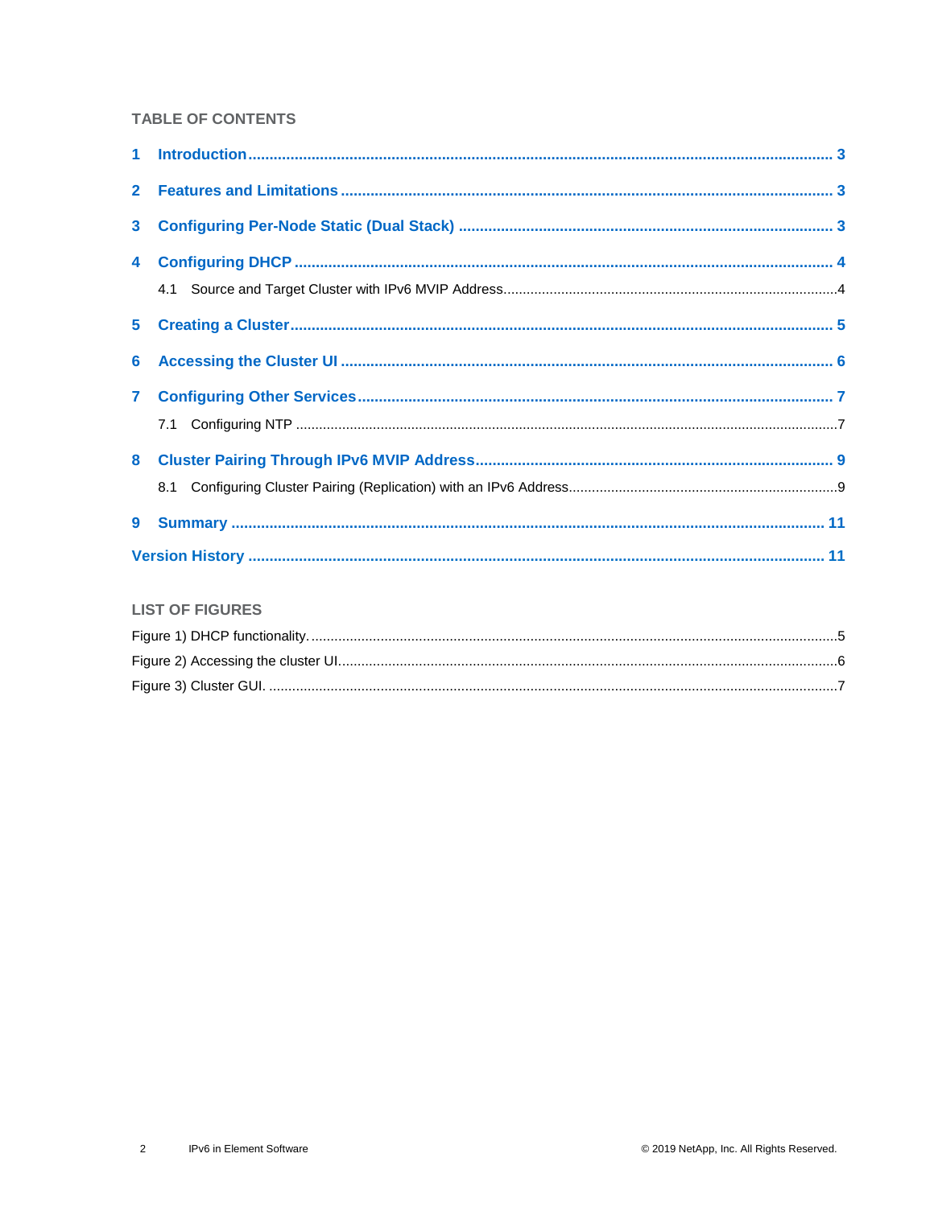## TABLE OF CONTENTS

**1 Introduction** ........ 3

**2 Features and Limitations** ........ 3

**3 Configuring Per-Node Static (Dual Stack)** ........ 3

**4 Configuring DHCP** ........ 4

- 4.1 Source and Target Cluster with IPv6 MVIP Address ........ 4

**5 Creating a Cluster** ........ 5

**6 Accessing the Cluster UI** ........ 6

**7 Configuring Other Services** ........ 7

- 7.1 Configuring NTP ........ 7

**8 Cluster Pairing Through IPv6 MVIP Address** ........ 9

- 8.1 Configuring Cluster Pairing (Replication) with an IPv6 Address ........ 9

**9 Summary** ........ 11

**Version History** ........ 11

## LIST OF FIGURES

Figure 1) DHCP functionality. ........ 5

Figure 2) Accessing the cluster UI. ........ 6

Figure 3) Cluster GUI. ........ 7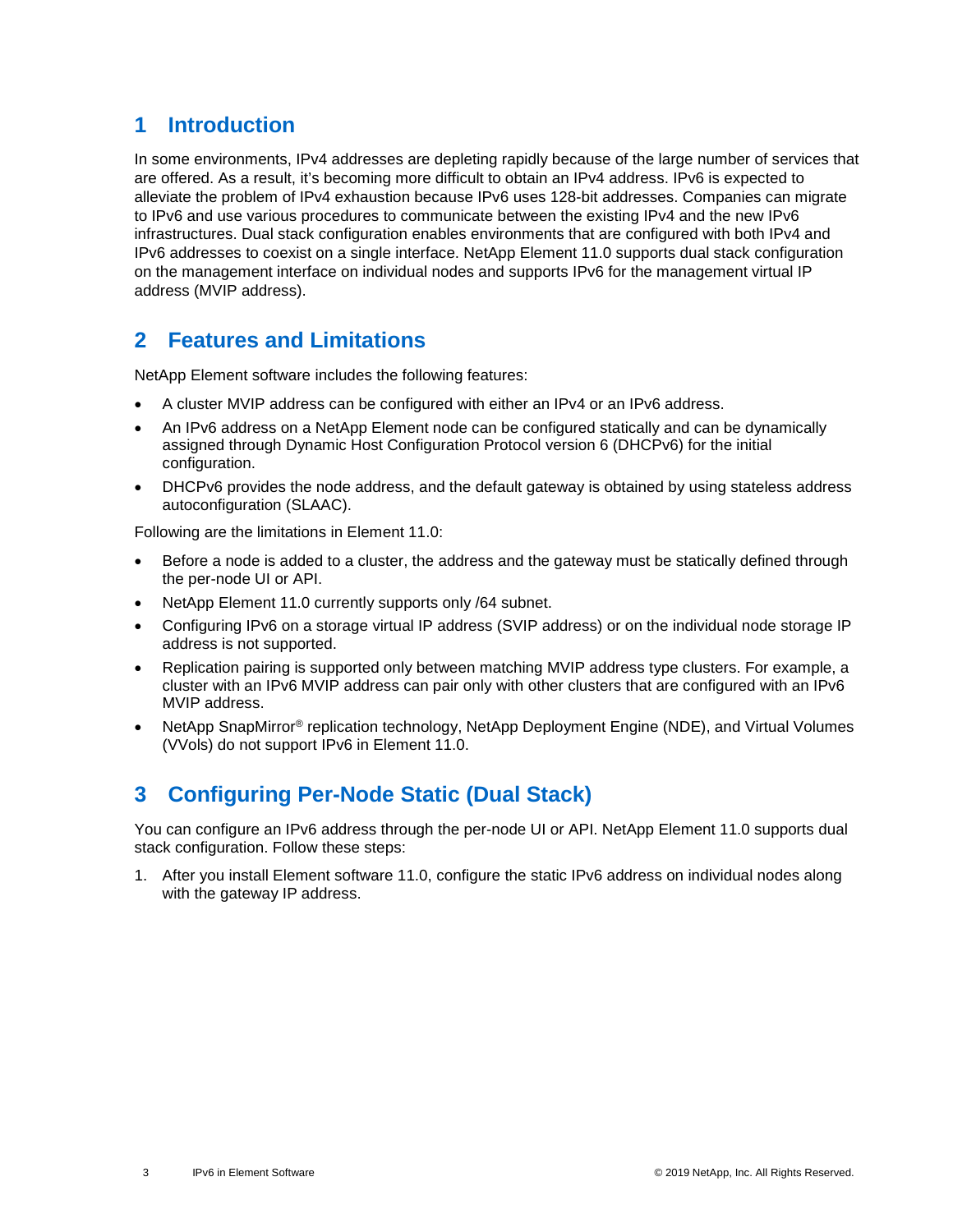# 1 Introduction

In some environments, IPv4 addresses are depleting rapidly because of the large number of services that are offered. As a result, it's becoming more difficult to obtain an IPv4 address. IPv6 is expected to alleviate the problem of IPv4 exhaustion because IPv6 uses 128-bit addresses. Companies can migrate to IPv6 and use various procedures to communicate between the existing IPv4 and the new IPv6 infrastructures. Dual stack configuration enables environments that are configured with both IPv4 and IPv6 addresses to coexist on a single interface. NetApp Element 11.0 supports dual stack configuration on the management interface on individual nodes and supports IPv6 for the management virtual IP address (MVIP address).

# 2 Features and Limitations

NetApp Element software includes the following features:

- A cluster MVIP address can be configured with either an IPv4 or an IPv6 address.
- An IPv6 address on a NetApp Element node can be configured statically and can be dynamically assigned through Dynamic Host Configuration Protocol version 6 (DHCPv6) for the initial configuration.
- DHCPv6 provides the node address, and the default gateway is obtained by using stateless address autoconfiguration (SLAAC).

Following are the limitations in Element 11.0:

- Before a node is added to a cluster, the address and the gateway must be statically defined through the per-node UI or API.
- NetApp Element 11.0 currently supports only /64 subnet.
- Configuring IPv6 on a storage virtual IP address (SVIP address) or on the individual node storage IP address is not supported.
- Replication pairing is supported only between matching MVIP address type clusters. For example, a cluster with an IPv6 MVIP address can pair only with other clusters that are configured with an IPv6 MVIP address.
- NetApp SnapMirror® replication technology, NetApp Deployment Engine (NDE), and Virtual Volumes (VVols) do not support IPv6 in Element 11.0.

# 3 Configuring Per-Node Static (Dual Stack)

You can configure an IPv6 address through the per-node UI or API. NetApp Element 11.0 supports dual stack configuration. Follow these steps:

1. After you install Element software 11.0, configure the static IPv6 address on individual nodes along with the gateway IP address.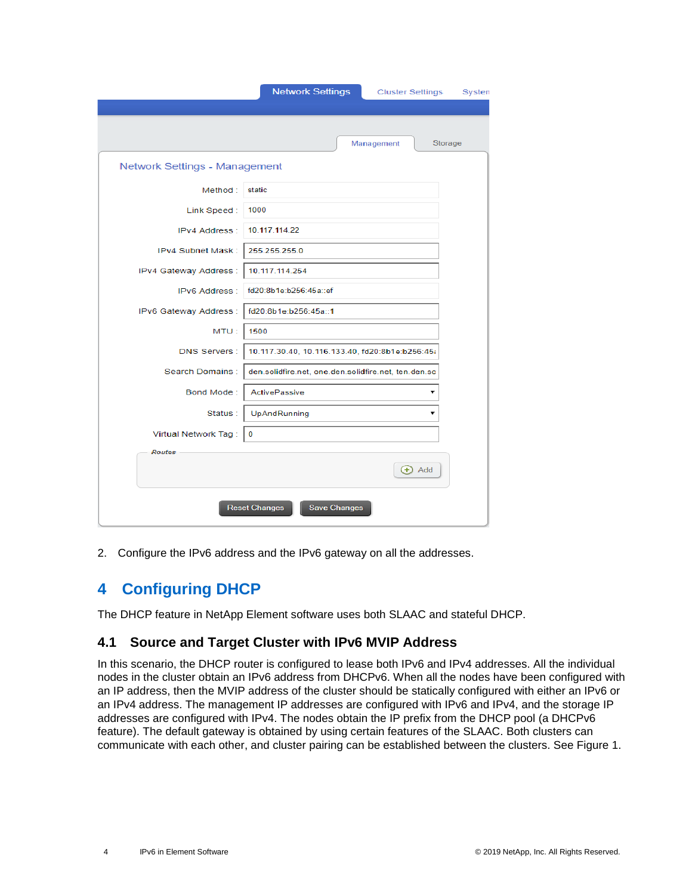Network Settings | Cluster Settings | System

Management | Storage

**Network Settings - Management**

| Field | Value |
| --- | --- |
| Method : | static |
| Link Speed : | 1000 |
| IPv4 Address : | 10.117.114.22 |
| IPv4 Subnet Mask : | 255.255.255.0 |
| IPv4 Gateway Address : | 10.117.114.254 |
| IPv6 Address : | fd20:8b1e:b256:45a::ef |
| IPv6 Gateway Address : | fd20:8b1e:b256:45a::1 |
| MTU : | 1500 |
| DNS Servers : | 10.117.30.40, 10.116.133.40, fd20:8b1e:b256:45 |
| Search Domains : | den.solidfire.net, one.den.solidfire.net, ten.den.sc |
| Bond Mode : | ActivePassive |
| Status : | UpAndRunning |
| Virtual Network Tag : | 0 |

*Routes*

Add

Reset Changes | Save Changes

2. Configure the IPv6 address and the IPv6 gateway on all the addresses.

# 4 Configuring DHCP

The DHCP feature in NetApp Element software uses both SLAAC and stateful DHCP.

## 4.1 Source and Target Cluster with IPv6 MVIP Address

In this scenario, the DHCP router is configured to lease both IPv6 and IPv4 addresses. All the individual nodes in the cluster obtain an IPv6 address from DHCPv6. When all the nodes have been configured with an IP address, then the MVIP address of the cluster should be statically configured with either an IPv6 or an IPv4 address. The management IP addresses are configured with IPv6 and IPv4, and the storage IP addresses are configured with IPv4. The nodes obtain the IP prefix from the DHCP pool (a DHCPv6 feature). The default gateway is obtained by using certain features of the SLAAC. Both clusters can communicate with each other, and cluster pairing can be established between the clusters. See Figure 1.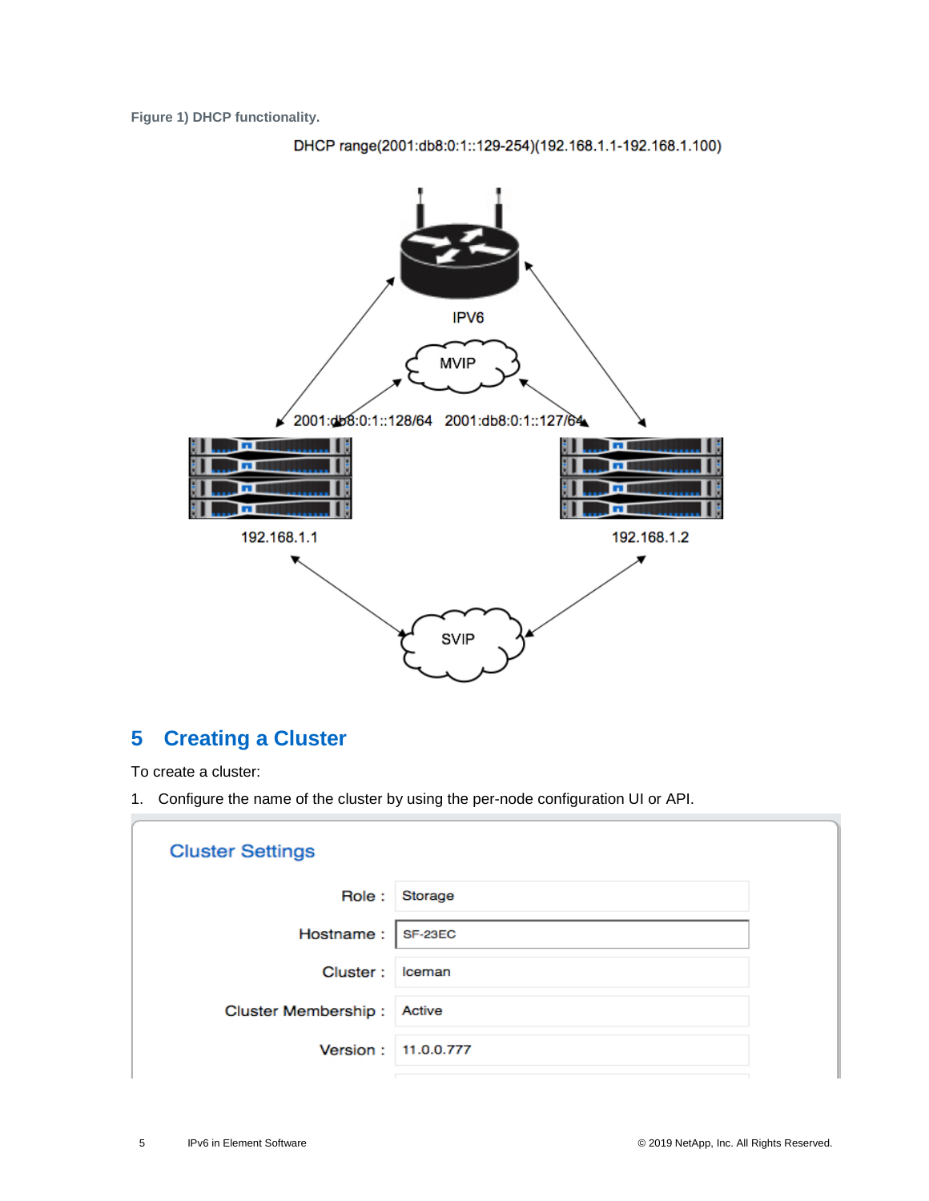**Figure 1) DHCP functionality.**

DHCP range(2001:db8:0:1::129-254)(192.168.1.1-192.168.1.100)

IPV6

MVIP

2001:db8:0:1::128/64 2001:db8:0:1::127/64

192.168.1.1

192.168.1.2

SVIP

## 5 Creating a Cluster

To create a cluster:

1. Configure the name of the cluster by using the per-node configuration UI or API.

**Cluster Settings**

| | |
|---|---|
| Role : | Storage |
| Hostname : | SF-23EC |
| Cluster : | Iceman |
| Cluster Membership : | Active |
| Version : | 11.0.0.777 |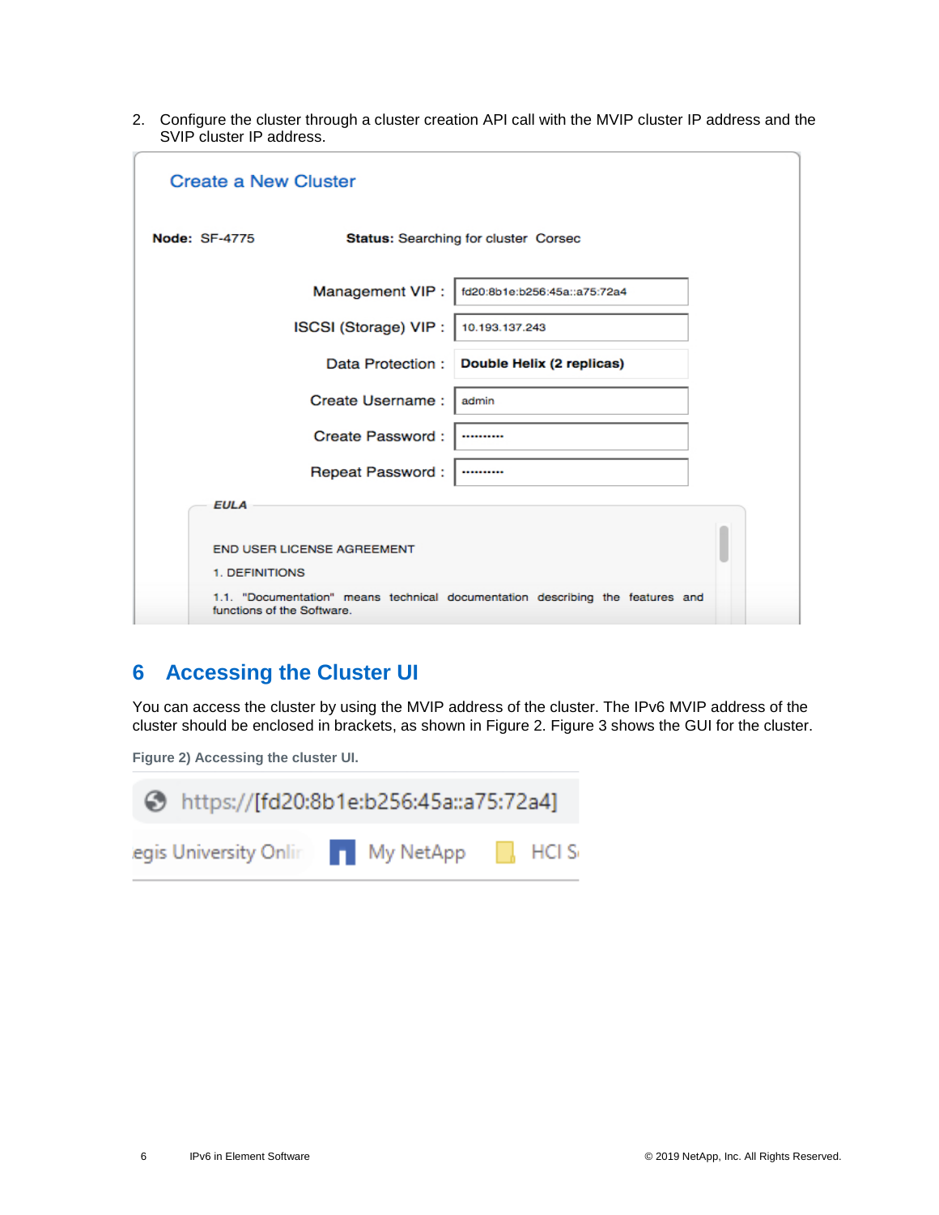2. Configure the cluster through a cluster creation API call with the MVIP cluster IP address and the SVIP cluster IP address.

## 6 Accessing the Cluster UI

You can access the cluster by using the MVIP address of the cluster. The IPv6 MVIP address of the cluster should be enclosed in brackets, as shown in Figure 2. Figure 3 shows the GUI for the cluster.

**Figure 2) Accessing the cluster UI.**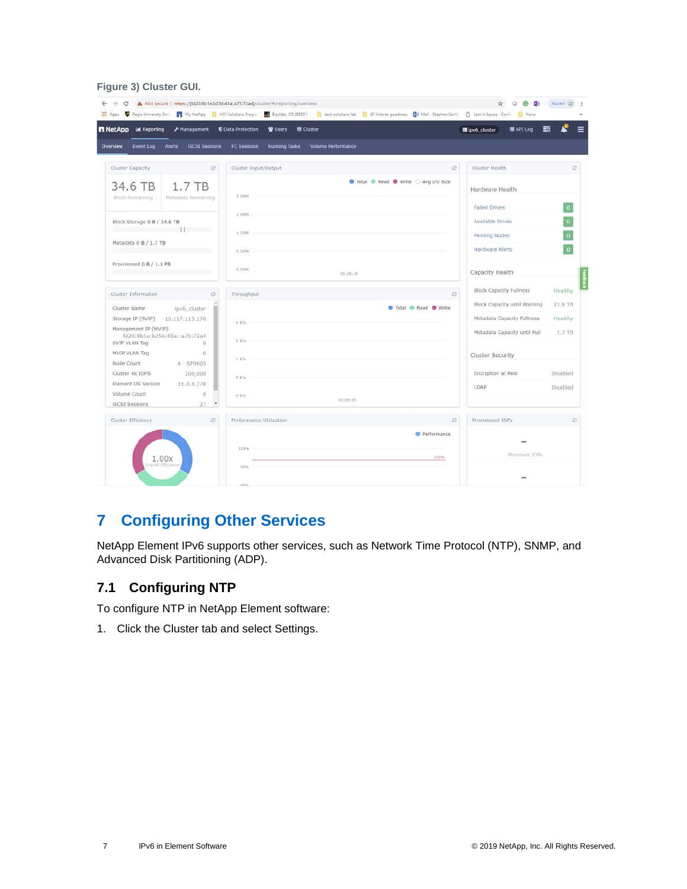**Figure 3) Cluster GUI.**

## 7 Configuring Other Services

NetApp Element IPv6 supports other services, such as Network Time Protocol (NTP), SNMP, and Advanced Disk Partitioning (ADP).

### 7.1 Configuring NTP

To configure NTP in NetApp Element software:

1. Click the Cluster tab and select Settings.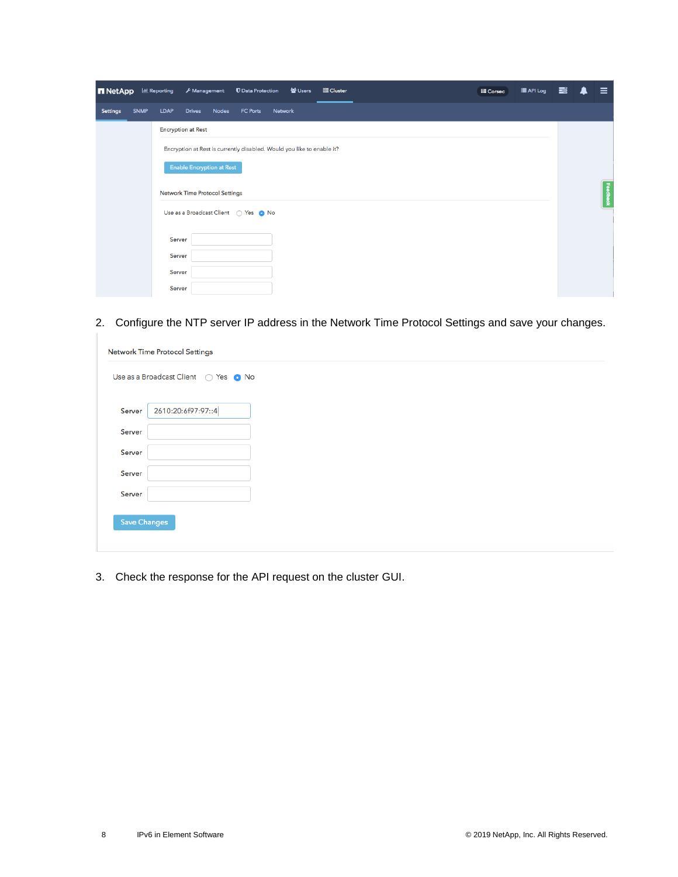2. Configure the NTP server IP address in the Network Time Protocol Settings and save your changes.

3. Check the response for the API request on the cluster GUI.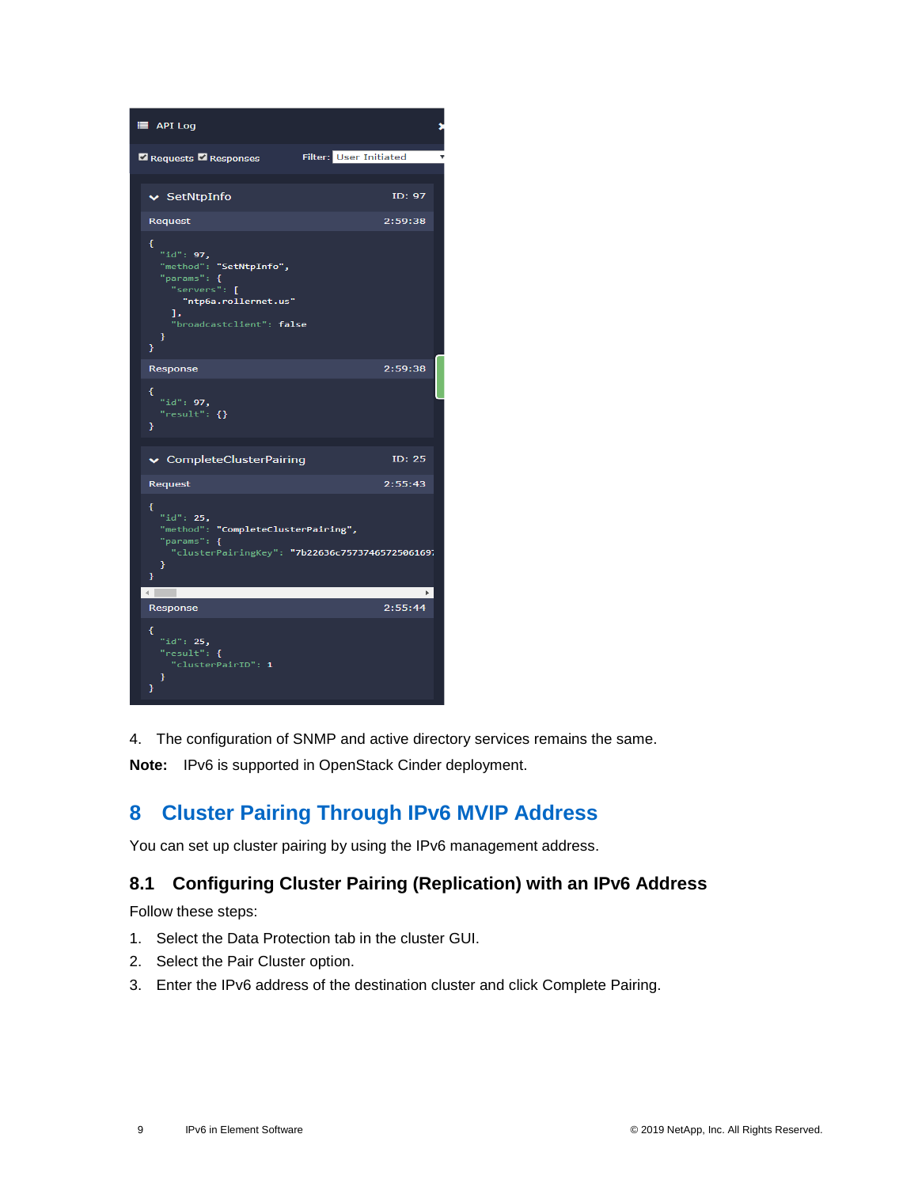4. The configuration of SNMP and active directory services remains the same.

**Note:** IPv6 is supported in OpenStack Cinder deployment.

# 8 Cluster Pairing Through IPv6 MVIP Address

You can set up cluster pairing by using the IPv6 management address.

## 8.1 Configuring Cluster Pairing (Replication) with an IPv6 Address

Follow these steps:

1. Select the Data Protection tab in the cluster GUI.
2. Select the Pair Cluster option.
3. Enter the IPv6 address of the destination cluster and click Complete Pairing.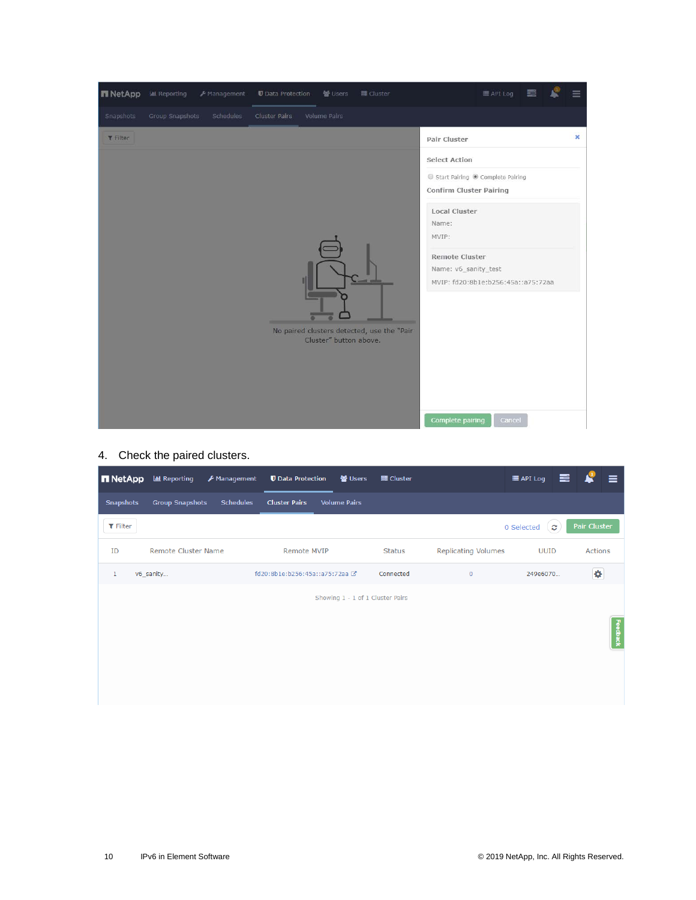4. Check the paired clusters.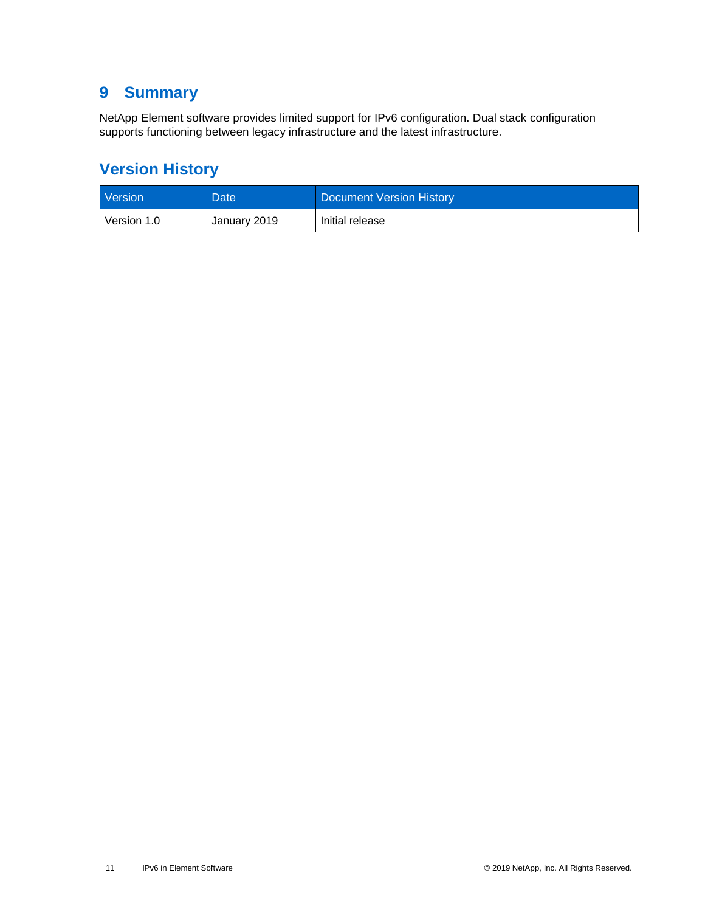# 9 Summary

NetApp Element software provides limited support for IPv6 configuration. Dual stack configuration supports functioning between legacy infrastructure and the latest infrastructure.

## Version History

| Version | Date | Document Version History |
| --- | --- | --- |
| Version 1.0 | January 2019 | Initial release |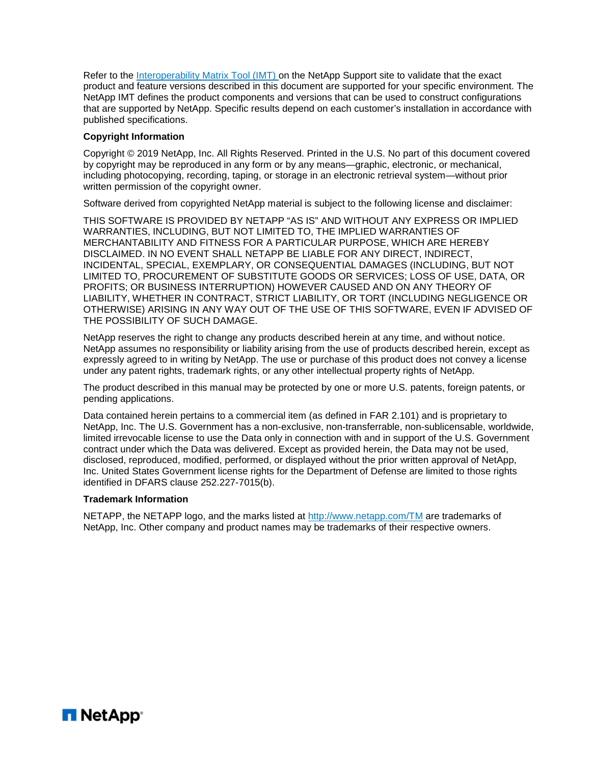Refer to the [Interoperability Matrix Tool (IMT)](Interoperability Matrix Tool (IMT)) on the NetApp Support site to validate that the exact product and feature versions described in this document are supported for your specific environment. The NetApp IMT defines the product components and versions that can be used to construct configurations that are supported by NetApp. Specific results depend on each customer's installation in accordance with published specifications.

**Copyright Information**

Copyright © 2019 NetApp, Inc. All Rights Reserved. Printed in the U.S. No part of this document covered by copyright may be reproduced in any form or by any means—graphic, electronic, or mechanical, including photocopying, recording, taping, or storage in an electronic retrieval system—without prior written permission of the copyright owner.

Software derived from copyrighted NetApp material is subject to the following license and disclaimer:

THIS SOFTWARE IS PROVIDED BY NETAPP "AS IS" AND WITHOUT ANY EXPRESS OR IMPLIED WARRANTIES, INCLUDING, BUT NOT LIMITED TO, THE IMPLIED WARRANTIES OF MERCHANTABILITY AND FITNESS FOR A PARTICULAR PURPOSE, WHICH ARE HEREBY DISCLAIMED. IN NO EVENT SHALL NETAPP BE LIABLE FOR ANY DIRECT, INDIRECT, INCIDENTAL, SPECIAL, EXEMPLARY, OR CONSEQUENTIAL DAMAGES (INCLUDING, BUT NOT LIMITED TO, PROCUREMENT OF SUBSTITUTE GOODS OR SERVICES; LOSS OF USE, DATA, OR PROFITS; OR BUSINESS INTERRUPTION) HOWEVER CAUSED AND ON ANY THEORY OF LIABILITY, WHETHER IN CONTRACT, STRICT LIABILITY, OR TORT (INCLUDING NEGLIGENCE OR OTHERWISE) ARISING IN ANY WAY OUT OF THE USE OF THIS SOFTWARE, EVEN IF ADVISED OF THE POSSIBILITY OF SUCH DAMAGE.

NetApp reserves the right to change any products described herein at any time, and without notice. NetApp assumes no responsibility or liability arising from the use of products described herein, except as expressly agreed to in writing by NetApp. The use or purchase of this product does not convey a license under any patent rights, trademark rights, or any other intellectual property rights of NetApp.

The product described in this manual may be protected by one or more U.S. patents, foreign patents, or pending applications.

Data contained herein pertains to a commercial item (as defined in FAR 2.101) and is proprietary to NetApp, Inc. The U.S. Government has a non-exclusive, non-transferrable, non-sublicensable, worldwide, limited irrevocable license to use the Data only in connection with and in support of the U.S. Government contract under which the Data was delivered. Except as provided herein, the Data may not be used, disclosed, reproduced, modified, performed, or displayed without the prior written approval of NetApp, Inc. United States Government license rights for the Department of Defense are limited to those rights identified in DFARS clause 252.227-7015(b).

**Trademark Information**

NETAPP, the NETAPP logo, and the marks listed at http://www.netapp.com/TM are trademarks of NetApp, Inc. Other company and product names may be trademarks of their respective owners.